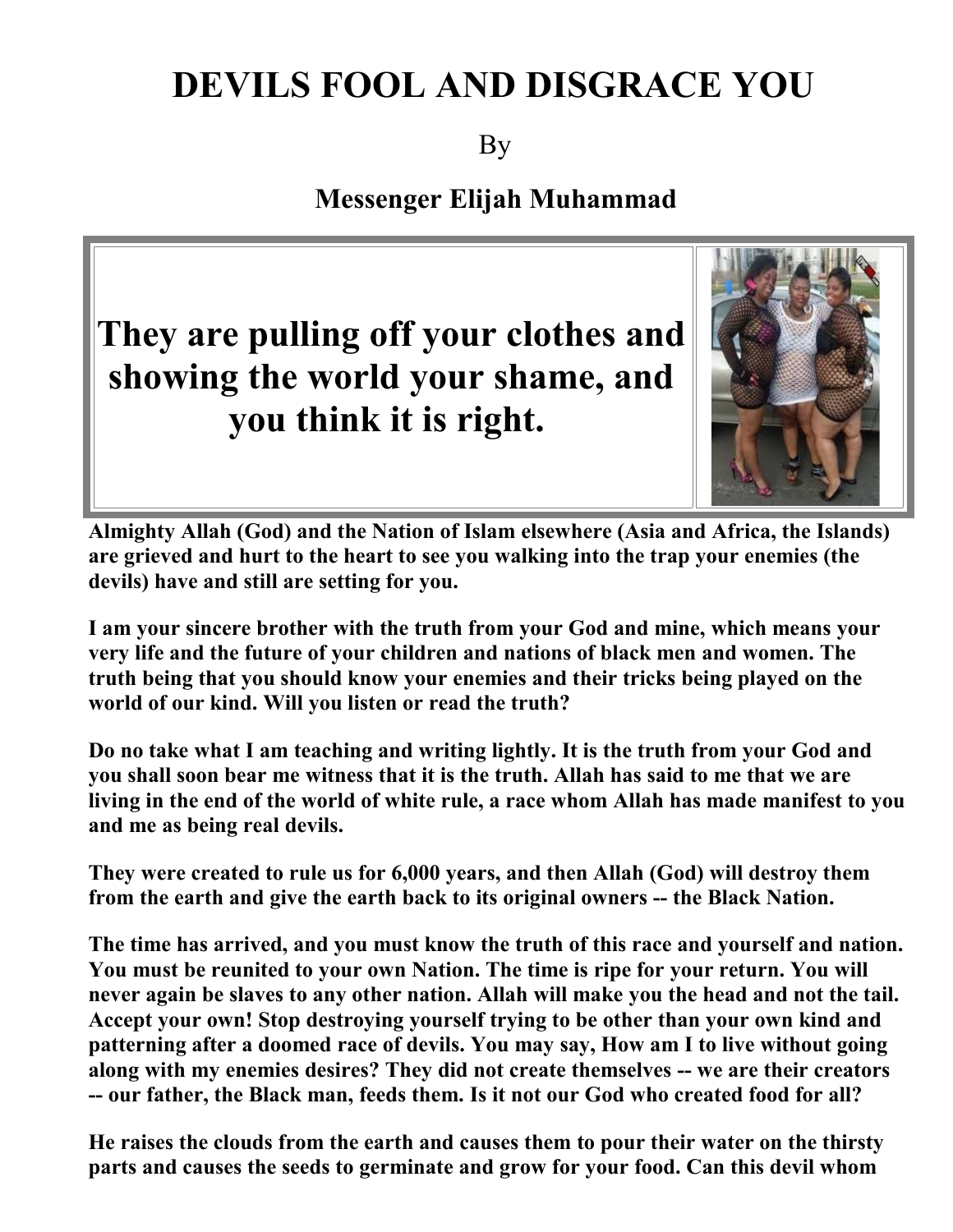# DEVILS FOOL AND DISGRACE YOU

By

**Messenger Elijah Muhammad**

## They are pulling off your clothes and showing the world your shame, and you think it is right.

**Almighty Allah (God) and the Nation of Islam elsewhere (Asia and Africa, the Islands) are grieved and hurt to the heart to see you walking into the trap your enemies (the devils) have and still are setting for you.**

**I am your sincere brother with the truth from your God and mine, which means your very life and the future of your children and nations of black men and women. The truth being that you should know your enemies and their tricks being played on the world of our kind. Will you listen or read the truth?**

**Do no take what I am teaching and writing lightly. It is the truth from your God and you shall soon bear me witness that it is the truth. Allah has said to me that we are living in the end of the world of white rule, a race whom Allah has made manifest to you and me as being real devils.**

**They were created to rule us for 6,000 years, and then Allah (God) will destroy them from the earth and give the earth back to its original owners -- the Black Nation.**

**The time has arrived, and you must know the truth of this race and yourself and nation. You must be reunited to your own Nation. The time is ripe for your return. You will never again be slaves to any other nation. Allah will make you the head and not the tail. Accept your own! Stop destroying yourself trying to be other than your own kind and patterning after a doomed race of devils. You may say, How am I to live without going along with my enemies desires? They did not create themselves -- we are their creators -- our father, the Black man, feeds them. Is it not our God who created food for all?**

**He raises the clouds from the earth and causes them to pour their water on the thirsty parts and causes the seeds to germinate and grow for your food. Can this devil whom**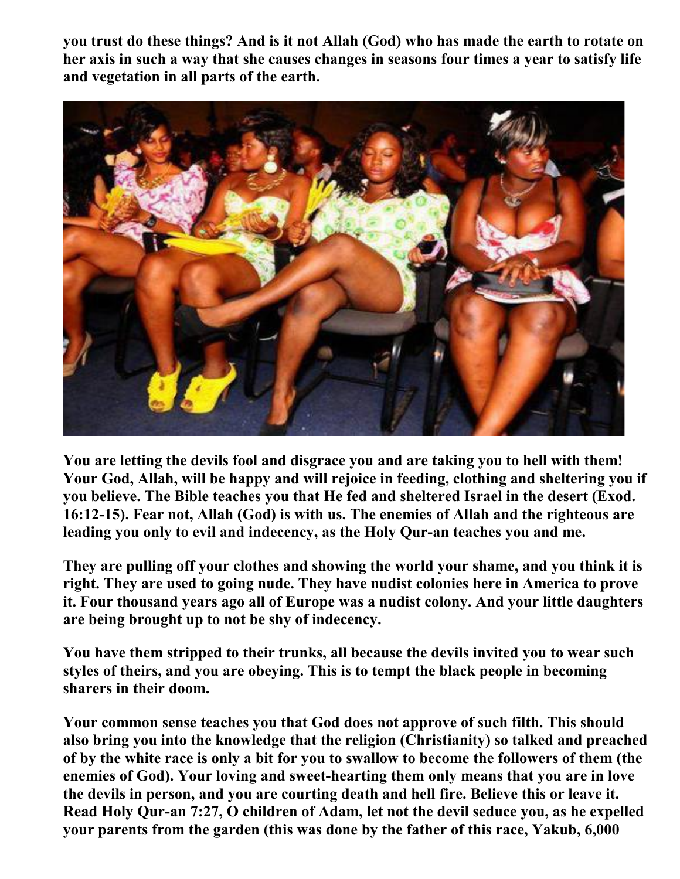**you trust do these things? And is it not Allah (God) who has made the earth to rotate on her axis in such a way that she causes changes in seasons four times a year to satisfy life and vegetation in all parts of the earth.**

**You are letting the devils fool and disgrace you and are taking you to hell with them! Your God, Allah, will be happy and will rejoice in feeding, clothing and sheltering you if you believe. The Bible teaches you that He fed and sheltered Israel in the desert (Exod. 16:12-15). Fear not, Allah (God) is with us. The enemies of Allah and the righteous are leading you only to evil and indecency, as the Holy Qur-an teaches you and me.**

**They are pulling off your clothes and showing the world your shame, and you think it is right. They are used to going nude. They have nudist colonies here in America to prove it. Four thousand years ago all of Europe was a nudist colony. And your little daughters are being brought up to not be shy of indecency.**

**You have them stripped to their trunks, all because the devils invited you to wear such styles of theirs, and you are obeying. This is to tempt the black people in becoming sharers in their doom.**

**Your common sense teaches you that God does not approve of such filth. This should also bring you into the knowledge that the religion (Christianity) so talked and preached of by the white race is only a bit for you to swallow to become the followers of them (the enemies of God). Your loving and sweet-hearting them only means that you are in love the devils in person, and you are courting death and hell fire. Believe this or leave it. Read Holy Qur-an 7:27, O children of Adam, let not the devil seduce you, as he expelled your parents from the garden (this was done by the father of this race, Yakub, 6,000**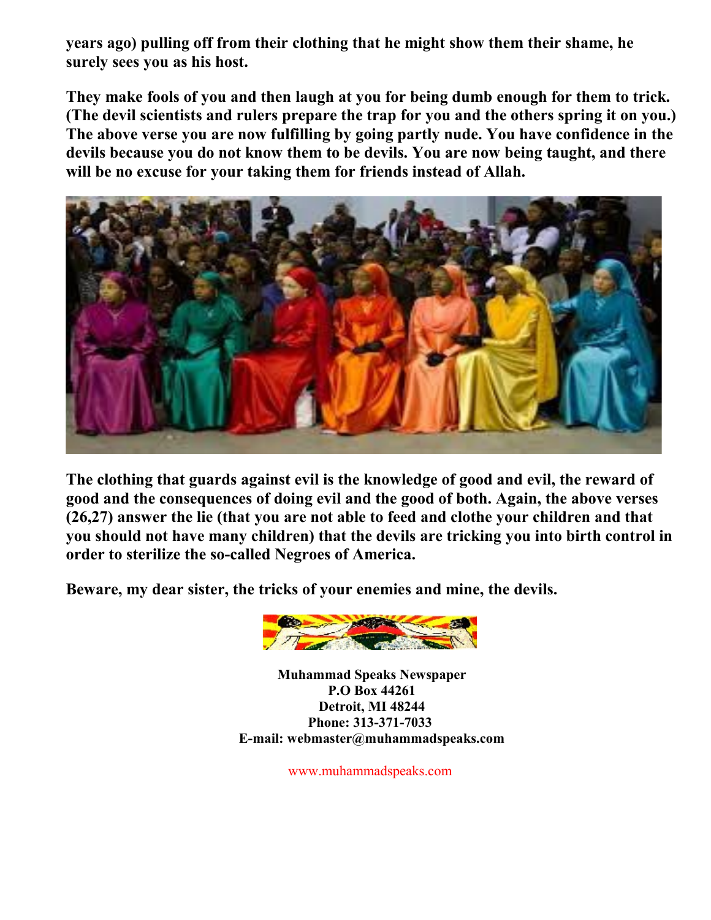**years ago) pulling off from their clothing that he might show them their shame, he surely sees you as his host.**

**They make fools of you and then laugh at you for being dumb enough for them to trick. (The devil scientists and rulers prepare the trap for you and the others spring it on you.) The above verse you are now fulfilling by going partly nude. You have confidence in the devils because you do not know them to be devils. You are now being taught, and there will be no excuse for your taking them for friends instead of Allah.**

**The clothing that guards against evil is the knowledge of good and evil, the reward of good and the consequences of doing evil and the good of both. Again, the above verses (26,27) answer the lie (that you are not able to feed and clothe your children and that you should not have many children) that the devils are tricking you into birth control in order to sterilize the so-called Negroes of America.**

**Beware, my dear sister, the tricks of your enemies and mine, the devils.**

**Muhammad Speaks Newspaper**
**P.O Box 44261**
**Detroit, MI 48244**
**Phone: 313-371-7033**
**E-mail: webmaster@muhammadspeaks.com**

www.muhammadspeaks.com